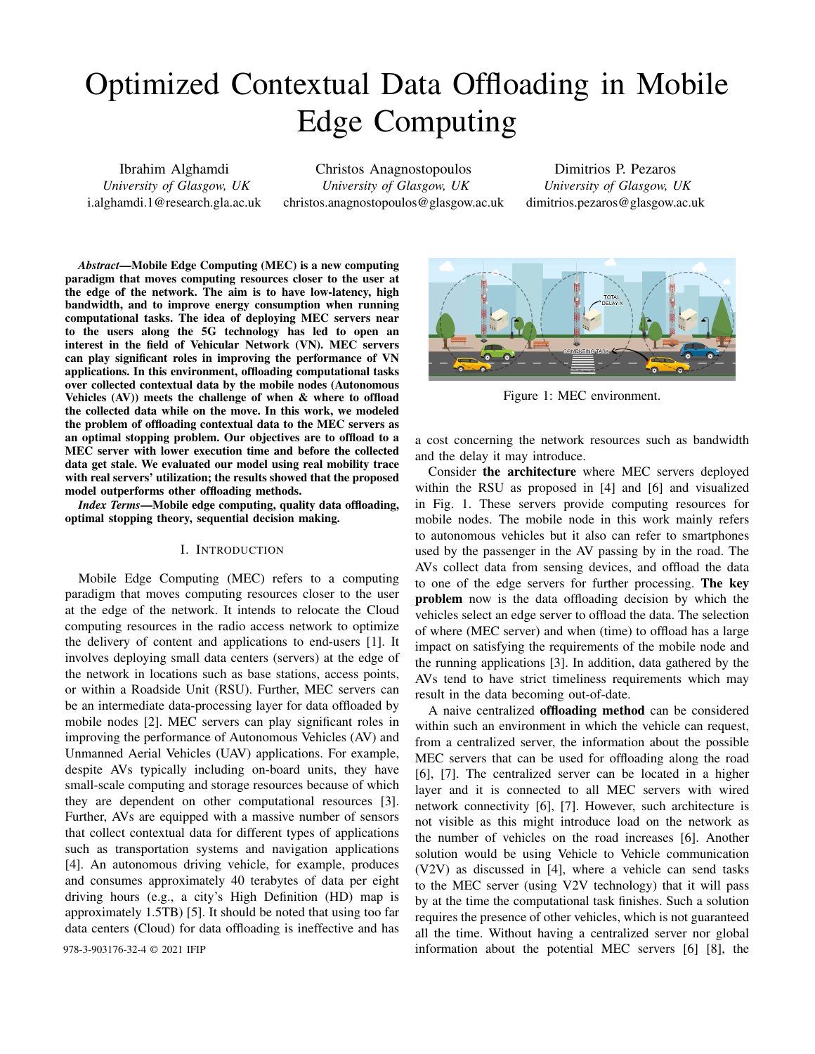# Optimized Contextual Data Offloading in Mobile Edge Computing

Ibrahim Alghamdi
*University of Glasgow, UK*
i.alghamdi.1@research.gla.ac.uk

Christos Anagnostopoulos
*University of Glasgow, UK*
christos.anagnostopoulos@glasgow.ac.uk

Dimitrios P. Pezaros
*University of Glasgow, UK*
dimitrios.pezaros@glasgow.ac.uk

***Abstract*—Mobile Edge Computing (MEC) is a new computing paradigm that moves computing resources closer to the user at the edge of the network. The aim is to have low-latency, high bandwidth, and to improve energy consumption when running computational tasks. The idea of deploying MEC servers near to the users along the 5G technology has led to open an interest in the field of Vehicular Network (VN). MEC servers can play significant roles in improving the performance of VN applications. In this environment, offloading computational tasks over collected contextual data by the mobile nodes (Autonomous Vehicles (AV)) meets the challenge of when & where to offload the collected data while on the move. In this work, we modeled the problem of offloading contextual data to the MEC servers as an optimal stopping problem. Our objectives are to offload to a MEC server with lower execution time and before the collected data get stale. We evaluated our model using real mobility trace with real servers' utilization; the results showed that the proposed model outperforms other offloading methods.**

***Index Terms*—Mobile edge computing, quality data offloading, optimal stopping theory, sequential decision making.**

## I. Introduction

Mobile Edge Computing (MEC) refers to a computing paradigm that moves computing resources closer to the user at the edge of the network. It intends to relocate the Cloud computing resources in the radio access network to optimize the delivery of content and applications to end-users [1]. It involves deploying small data centers (servers) at the edge of the network in locations such as base stations, access points, or within a Roadside Unit (RSU). Further, MEC servers can be an intermediate data-processing layer for data offloaded by mobile nodes [2]. MEC servers can play significant roles in improving the performance of Autonomous Vehicles (AV) and Unmanned Aerial Vehicles (UAV) applications. For example, despite AVs typically including on-board units, they have small-scale computing and storage resources because of which they are dependent on other computational resources [3]. Further, AVs are equipped with a massive number of sensors that collect contextual data for different types of applications such as transportation systems and navigation applications [4]. An autonomous driving vehicle, for example, produces and consumes approximately 40 terabytes of data per eight driving hours (e.g., a city's High Definition (HD) map is approximately 1.5TB) [5]. It should be noted that using too far data centers (Cloud) for data offloading is ineffective and has a cost concerning the network resources such as bandwidth and the delay it may introduce.

Figure 1: MEC environment.

Consider **the architecture** where MEC servers deployed within the RSU as proposed in [4] and [6] and visualized in Fig. 1. These servers provide computing resources for mobile nodes. The mobile node in this work mainly refers to autonomous vehicles but it also can refer to smartphones used by the passenger in the AV passing by in the road. The AVs collect data from sensing devices, and offload the data to one of the edge servers for further processing. **The key problem** now is the data offloading decision by which the vehicles select an edge server to offload the data. The selection of where (MEC server) and when (time) to offload has a large impact on satisfying the requirements of the mobile node and the running applications [3]. In addition, data gathered by the AVs tend to have strict timeliness requirements which may result in the data becoming out-of-date.

A naive centralized **offloading method** can be considered within such an environment in which the vehicle can request, from a centralized server, the information about the possible MEC servers that can be used for offloading along the road [6], [7]. The centralized server can be located in a higher layer and it is connected to all MEC servers with wired network connectivity [6], [7]. However, such architecture is not visible as this might introduce load on the network as the number of vehicles on the road increases [6]. Another solution would be using Vehicle to Vehicle communication (V2V) as discussed in [4], where a vehicle can send tasks to the MEC server (using V2V technology) that it will pass by at the time the computational task finishes. Such a solution requires the presence of other vehicles, which is not guaranteed all the time. Without having a centralized server nor global information about the potential MEC servers [6] [8], the

978-3-903176-32-4 © 2021 IFIP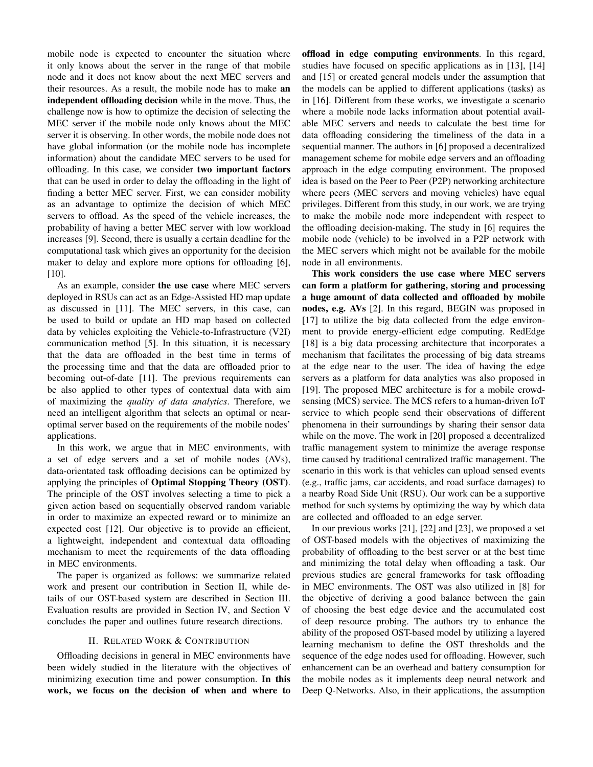mobile node is expected to encounter the situation where it only knows about the server in the range of that mobile node and it does not know about the next MEC servers and their resources. As a result, the mobile node has to make **an independent offloading decision** while in the move. Thus, the challenge now is how to optimize the decision of selecting the MEC server if the mobile node only knows about the MEC server it is observing. In other words, the mobile node does not have global information (or the mobile node has incomplete information) about the candidate MEC servers to be used for offloading. In this case, we consider **two important factors** that can be used in order to delay the offloading in the light of finding a better MEC server. First, we can consider mobility as an advantage to optimize the decision of which MEC servers to offload. As the speed of the vehicle increases, the probability of having a better MEC server with low workload increases [9]. Second, there is usually a certain deadline for the computational task which gives an opportunity for the decision maker to delay and explore more options for offloading [6], [10].

As an example, consider **the use case** where MEC servers deployed in RSUs can act as an Edge-Assisted HD map update as discussed in [11]. The MEC servers, in this case, can be used to build or update an HD map based on collected data by vehicles exploiting the Vehicle-to-Infrastructure (V2I) communication method [5]. In this situation, it is necessary that the data are offloaded in the best time in terms of the processing time and that the data are offloaded prior to becoming out-of-date [11]. The previous requirements can be also applied to other types of contextual data with aim of maximizing the *quality of data analytics*. Therefore, we need an intelligent algorithm that selects an optimal or near-optimal server based on the requirements of the mobile nodes' applications.

In this work, we argue that in MEC environments, with a set of edge servers and a set of mobile nodes (AVs), data-orientated task offloading decisions can be optimized by applying the principles of **Optimal Stopping Theory (OST)**. The principle of the OST involves selecting a time to pick a given action based on sequentially observed random variable in order to maximize an expected reward or to minimize an expected cost [12]. Our objective is to provide an efficient, a lightweight, independent and contextual data offloading mechanism to meet the requirements of the data offloading in MEC environments.

The paper is organized as follows: we summarize related work and present our contribution in Section II, while details of our OST-based system are described in Section III. Evaluation results are provided in Section IV, and Section V concludes the paper and outlines future research directions.

## II. Related Work & Contribution

Offloading decisions in general in MEC environments have been widely studied in the literature with the objectives of minimizing execution time and power consumption. **In this work, we focus on the decision of when and where to offload in edge computing environments**. In this regard, studies have focused on specific applications as in [13], [14] and [15] or created general models under the assumption that the models can be applied to different applications (tasks) as in [16]. Different from these works, we investigate a scenario where a mobile node lacks information about potential available MEC servers and needs to calculate the best time for data offloading considering the timeliness of the data in a sequential manner. The authors in [6] proposed a decentralized management scheme for mobile edge servers and an offloading approach in the edge computing environment. The proposed idea is based on the Peer to Peer (P2P) networking architecture where peers (MEC servers and moving vehicles) have equal privileges. Different from this study, in our work, we are trying to make the mobile node more independent with respect to the offloading decision-making. The study in [6] requires the mobile node (vehicle) to be involved in a P2P network with the MEC servers which might not be available for the mobile node in all environments.

**This work considers the use case where MEC servers can form a platform for gathering, storing and processing a huge amount of data collected and offloaded by mobile nodes, e.g. AVs** [2]. In this regard, BEGIN was proposed in [17] to utilize the big data collected from the edge environment to provide energy-efficient edge computing. RedEdge [18] is a big data processing architecture that incorporates a mechanism that facilitates the processing of big data streams at the edge near to the user. The idea of having the edge servers as a platform for data analytics was also proposed in [19]. The proposed MEC architecture is for a mobile crowdsensing (MCS) service. The MCS refers to a human-driven IoT service to which people send their observations of different phenomena in their surroundings by sharing their sensor data while on the move. The work in [20] proposed a decentralized traffic management system to minimize the average response time caused by traditional centralized traffic management. The scenario in this work is that vehicles can upload sensed events (e.g., traffic jams, car accidents, and road surface damages) to a nearby Road Side Unit (RSU). Our work can be a supportive method for such systems by optimizing the way by which data are collected and offloaded to an edge server.

In our previous works [21], [22] and [23], we proposed a set of OST-based models with the objectives of maximizing the probability of offloading to the best server or at the best time and minimizing the total delay when offloading a task. Our previous studies are general frameworks for task offloading in MEC environments. The OST was also utilized in [8] for the objective of deriving a good balance between the gain of choosing the best edge device and the accumulated cost of deep resource probing. The authors try to enhance the ability of the proposed OST-based model by utilizing a layered learning mechanism to define the OST thresholds and the sequence of the edge nodes used for offloading. However, such enhancement can be an overhead and battery consumption for the mobile nodes as it implements deep neural network and Deep Q-Networks. Also, in their applications, the assumption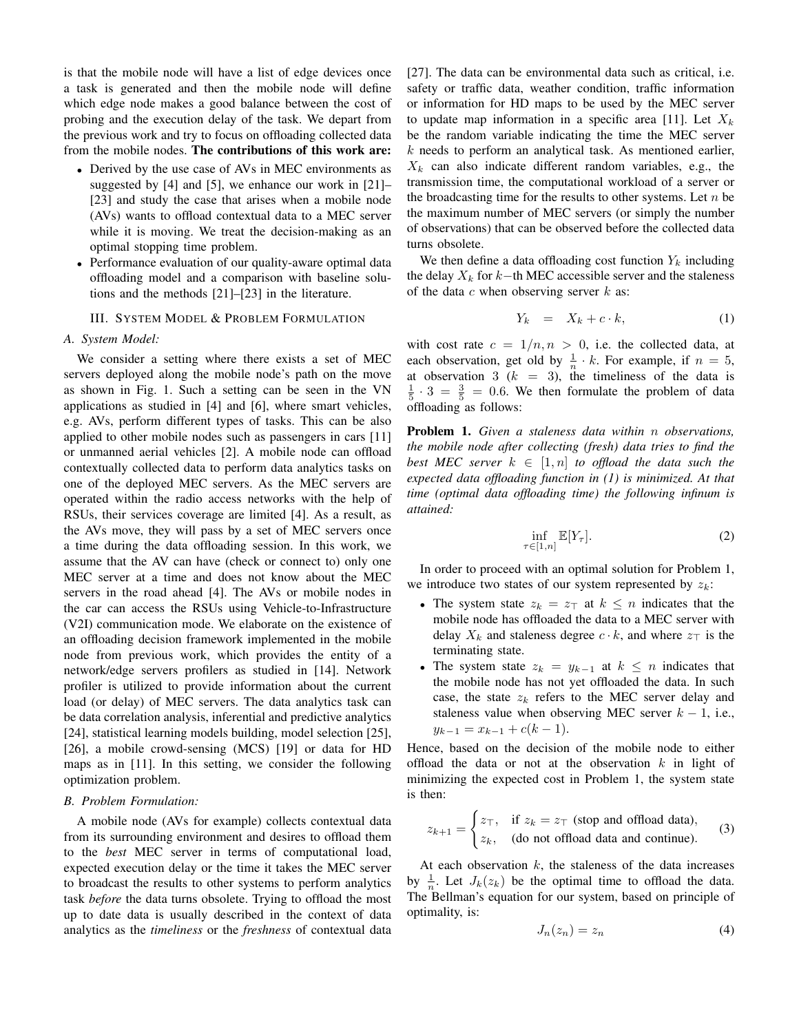is that the mobile node will have a list of edge devices once a task is generated and then the mobile node will define which edge node makes a good balance between the cost of probing and the execution delay of the task. We depart from the previous work and try to focus on offloading collected data from the mobile nodes. **The contributions of this work are:**

- Derived by the use case of AVs in MEC environments as suggested by [4] and [5], we enhance our work in [21]–[23] and study the case that arises when a mobile node (AVs) wants to offload contextual data to a MEC server while it is moving. We treat the decision-making as an optimal stopping time problem.
- Performance evaluation of our quality-aware optimal data offloading model and a comparison with baseline solutions and the methods [21]–[23] in the literature.

## III. System Model & Problem Formulation

### A. System Model:

We consider a setting where there exists a set of MEC servers deployed along the mobile node's path on the move as shown in Fig. 1. Such a setting can be seen in the VN applications as studied in [4] and [6], where smart vehicles, e.g. AVs, perform different types of tasks. This can be also applied to other mobile nodes such as passengers in cars [11] or unmanned aerial vehicles [2]. A mobile node can offload contextually collected data to perform data analytics tasks on one of the deployed MEC servers. As the MEC servers are operated within the radio access networks with the help of RSUs, their services coverage are limited [4]. As a result, as the AVs move, they will pass by a set of MEC servers once a time during the data offloading session. In this work, we assume that the AV can have (check or connect to) only one MEC server at a time and does not know about the MEC servers in the road ahead [4]. The AVs or mobile nodes in the car can access the RSUs using Vehicle-to-Infrastructure (V2I) communication mode. We elaborate on the existence of an offloading decision framework implemented in the mobile node from previous work, which provides the entity of a network/edge servers profilers as studied in [14]. Network profiler is utilized to provide information about the current load (or delay) of MEC servers. The data analytics task can be data correlation analysis, inferential and predictive analytics [24], statistical learning models building, model selection [25], [26], a mobile crowd-sensing (MCS) [19] or data for HD maps as in [11]. In this setting, we consider the following optimization problem.

### B. Problem Formulation:

A mobile node (AVs for example) collects contextual data from its surrounding environment and desires to offload them to the *best* MEC server in terms of computational load, expected execution delay or the time it takes the MEC server to broadcast the results to other systems to perform analytics task *before* the data turns obsolete. Trying to offload the most up to date data is usually described in the context of data analytics as the *timeliness* or the *freshness* of contextual data [27]. The data can be environmental data such as critical, i.e. safety or traffic data, weather condition, traffic information or information for HD maps to be used by the MEC server to update map information in a specific area [11]. Let $X_k$ be the random variable indicating the time the MEC server $k$ needs to perform an analytical task. As mentioned earlier, $X_k$ can also indicate different random variables, e.g., the transmission time, the computational workload of a server or the broadcasting time for the results to other systems. Let $n$ be the maximum number of MEC servers (or simply the number of observations) that can be observed before the collected data turns obsolete.

We then define a data offloading cost function $Y_k$ including the delay $X_k$ for $k-$th MEC accessible server and the staleness of the data $c$ when observing server $k$ as:

$$Y_k \quad = \quad X_k + c \cdot k, \tag{1}$$

with cost rate $c = 1/n, n > 0$, i.e. the collected data, at each observation, get old by $\frac{1}{n} \cdot k$. For example, if $n = 5$, at observation 3 ($k = 3$), the timeliness of the data is $\frac{1}{5} \cdot 3 = \frac{3}{5} = 0.6$. We then formulate the problem of data offloading as follows:

**Problem 1.** *Given a staleness data within $n$ observations, the mobile node after collecting (fresh) data tries to find the best MEC server $k \in [1, n]$ to offload the data such the expected data offloading function in (1) is minimized. At that time (optimal data offloading time) the following infinum is attained:*

$$\inf_{\tau \in [1,n]} \mathbb{E}[Y_\tau]. \tag{2}$$

In order to proceed with an optimal solution for Problem 1, we introduce two states of our system represented by $z_k$:

- The system state $z_k = z_\top$ at $k \leq n$ indicates that the mobile node has offloaded the data to a MEC server with delay $X_k$ and staleness degree $c \cdot k$, and where $z_\top$ is the terminating state.
- The system state $z_k = y_{k-1}$ at $k \leq n$ indicates that the mobile node has not yet offloaded the data. In such case, the state $z_k$ refers to the MEC server delay and staleness value when observing MEC server $k-1$, i.e., $y_{k-1} = x_{k-1} + c(k-1)$.

Hence, based on the decision of the mobile node to either offload the data or not at the observation $k$ in light of minimizing the expected cost in Problem 1, the system state is then:

$$z_{k+1} = \begin{cases} z_\top, & \text{if } z_k = z_\top \text{ (stop and offload data)}, \\ z_k, & \text{(do not offload data and continue)}. \end{cases} \tag{3}$$

At each observation $k$, the staleness of the data increases by $\frac{1}{n}$. Let $J_k(z_k)$ be the optimal time to offload the data. The Bellman's equation for our system, based on principle of optimality, is:

$$J_n(z_n) = z_n \tag{4}$$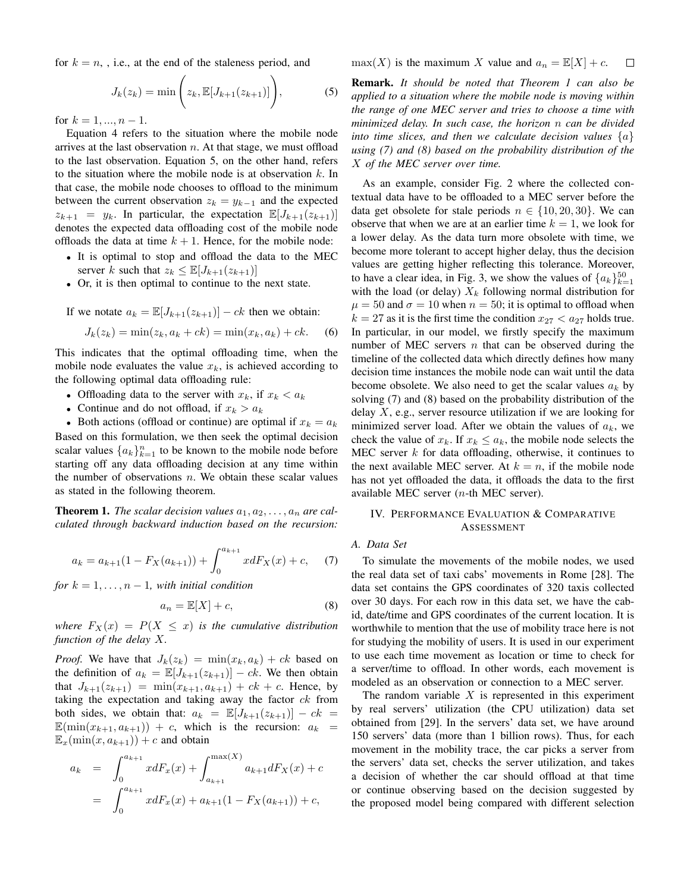for $k = n$, , i.e., at the end of the staleness period, and

$$J_k(z_k) = \min\left(z_k, \mathbb{E}[J_{k+1}(z_{k+1})]\right), \quad (5)$$

for $k = 1, ..., n-1$.

Equation 4 refers to the situation where the mobile node arrives at the last observation $n$. At that stage, we must offload to the last observation. Equation 5, on the other hand, refers to the situation where the mobile node is at observation $k$. In that case, the mobile node chooses to offload to the minimum between the current observation $z_k = y_{k-1}$ and the expected $z_{k+1} = y_k$. In particular, the expectation $\mathbb{E}[J_{k+1}(z_{k+1})]$ denotes the expected data offloading cost of the mobile node offloads the data at time $k+1$. Hence, for the mobile node:

- It is optimal to stop and offload the data to the MEC server $k$ such that $z_k \leq \mathbb{E}[J_{k+1}(z_{k+1})]$
- Or, it is then optimal to continue to the next state.

If we notate $a_k = \mathbb{E}[J_{k+1}(z_{k+1})] - ck$ then we obtain:

$$J_k(z_k) = \min(z_k, a_k + ck) = \min(x_k, a_k) + ck. \quad (6)$$

This indicates that the optimal offloading time, when the mobile node evaluates the value $x_k$, is achieved according to the following optimal data offloading rule:

- Offloading data to the server with $x_k$, if $x_k < a_k$
- Continue and do not offload, if $x_k > a_k$
- Both actions (offload or continue) are optimal if $x_k = a_k$

Based on this formulation, we then seek the optimal decision scalar values $\{a_k\}_{k=1}^{n}$ to be known to the mobile node before starting off any data offloading decision at any time within the number of observations $n$. We obtain these scalar values as stated in the following theorem.

**Theorem 1.** *The scalar decision values $a_1, a_2, \ldots, a_n$ are calculated through backward induction based on the recursion:*

$$a_k = a_{k+1}(1 - F_X(a_{k+1})) + \int_0^{a_{k+1}} x dF_X(x) + c, \quad (7)$$

*for $k = 1, \ldots, n-1$, with initial condition*

$$a_n = \mathbb{E}[X] + c, \quad (8)$$

*where $F_X(x) = P(X \leq x)$ is the cumulative distribution function of the delay $X$.*

*Proof.* We have that $J_k(z_k) = \min(x_k, a_k) + ck$ based on the definition of $a_k = \mathbb{E}[J_{k+1}(z_{k+1})] - ck$. We then obtain that $J_{k+1}(z_{k+1}) = \min(x_{k+1}, a_{k+1}) + ck + c$. Hence, by taking the expectation and taking away the factor $ck$ from both sides, we obtain that: $a_k = \mathbb{E}[J_{k+1}(z_{k+1})] - ck = \mathbb{E}(\min(x_{k+1}, a_{k+1})) + c$, which is the recursion: $a_k = \mathbb{E}_x(\min(x, a_{k+1})) + c$ and obtain

$$\begin{aligned} a_k &= \int_0^{a_{k+1}} x dF_x(x) + \int_{a_{k+1}}^{\max(X)} a_{k+1} dF_X(x) + c \\ &= \int_0^{a_{k+1}} x dF_x(x) + a_{k+1}(1 - F_X(a_{k+1})) + c, \end{aligned}$$

$\max(X)$ is the maximum $X$ value and $a_n = \mathbb{E}[X] + c$. □

**Remark.** *It should be noted that Theorem 1 can also be applied to a situation where the mobile node is moving within the range of one MEC server and tries to choose a time with minimized delay. In such case, the horizon $n$ can be divided into time slices, and then we calculate decision values $\{a\}$ using (7) and (8) based on the probability distribution of the $X$ of the MEC server over time.*

As an example, consider Fig. 2 where the collected contextual data have to be offloaded to a MEC server before the data get obsolete for stale periods $n \in \{10, 20, 30\}$. We can observe that when we are at an earlier time $k = 1$, we look for a lower delay. As the data turn more obsolete with time, we become more tolerant to accept higher delay, thus the decision values are getting higher reflecting this tolerance. Moreover, to have a clear idea, in Fig. 3, we show the values of $\{a_k\}_{k=1}^{50}$ with the load (or delay) $X_k$ following normal distribution for $\mu = 50$ and $\sigma = 10$ when $n = 50$; it is optimal to offload when $k = 27$ as it is the first time the condition $x_{27} < a_{27}$ holds true. In particular, in our model, we firstly specify the maximum number of MEC servers $n$ that can be observed during the timeline of the collected data which directly defines how many decision time instances the mobile node can wait until the data become obsolete. We also need to get the scalar values $a_k$ by solving (7) and (8) based on the probability distribution of the delay $X$, e.g., server resource utilization if we are looking for minimized server load. After we obtain the values of $a_k$, we check the value of $x_k$. If $x_k \leq a_k$, the mobile node selects the MEC server $k$ for data offloading, otherwise, it continues to the next available MEC server. At $k = n$, if the mobile node has not yet offloaded the data, it offloads the data to the first available MEC server ($n$-th MEC server).

## IV. Performance Evaluation & Comparative Assessment

### A. Data Set

To simulate the movements of the mobile nodes, we used the real data set of taxi cabs' movements in Rome [28]. The data set contains the GPS coordinates of 320 taxis collected over 30 days. For each row in this data set, we have the cab-id, date/time and GPS coordinates of the current location. It is worthwhile to mention that the use of mobility trace here is not for studying the mobility of users. It is used in our experiment to use each time movement as location or time to check for a server/time to offload. In other words, each movement is modeled as an observation or connection to a MEC server.

The random variable $X$ is represented in this experiment by real servers' utilization (the CPU utilization) data set obtained from [29]. In the servers' data set, we have around 150 servers' data (more than 1 billion rows). Thus, for each movement in the mobility trace, the car picks a server from the servers' data set, checks the server utilization, and takes a decision of whether the car should offload at that time or continue observing based on the decision suggested by the proposed model being compared with different selection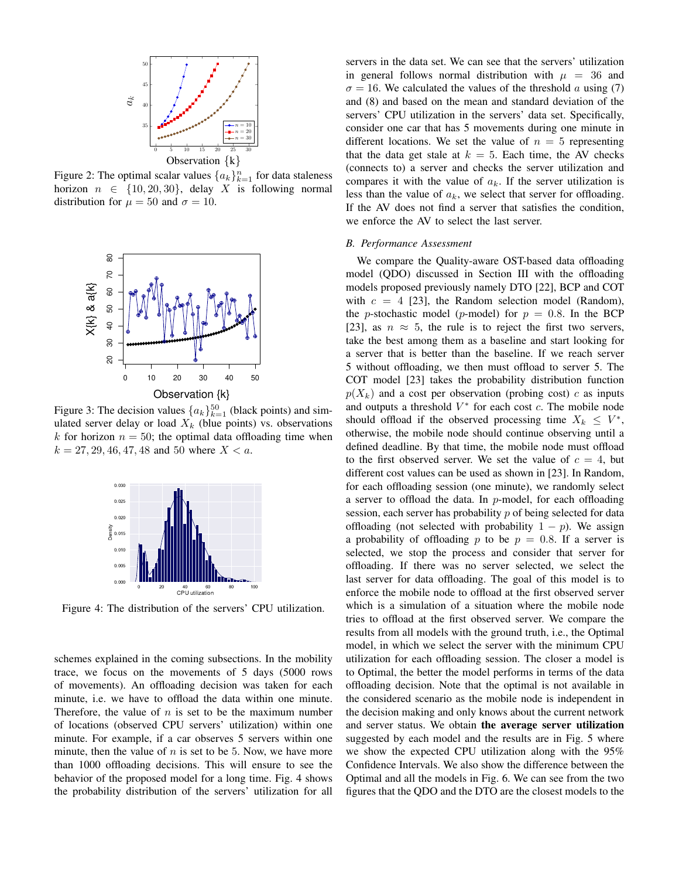Figure 2: The optimal scalar values $\{a_k\}_{k=1}^{n}$ for data staleness horizon $n \in \{10, 20, 30\}$, delay $X$ is following normal distribution for $\mu = 50$ and $\sigma = 10$.

Figure 3: The decision values $\{a_k\}_{k=1}^{50}$ (black points) and simulated server delay or load $X_k$ (blue points) vs. observations $k$ for horizon $n = 50$; the optimal data offloading time when $k = 27, 29, 46, 47, 48$ and $50$ where $X < a$.

Figure 4: The distribution of the servers' CPU utilization.

schemes explained in the coming subsections. In the mobility trace, we focus on the movements of 5 days (5000 rows of movements). An offloading decision was taken for each minute, i.e. we have to offload the data within one minute. Therefore, the value of $n$ is set to be the maximum number of locations (observed CPU servers' utilization) within one minute. For example, if a car observes 5 servers within one minute, then the value of $n$ is set to be 5. Now, we have more than 1000 offloading decisions. This will ensure to see the behavior of the proposed model for a long time. Fig. 4 shows the probability distribution of the servers' utilization for all servers in the data set. We can see that the servers' utilization in general follows normal distribution with $\mu = 36$ and $\sigma = 16$. We calculated the values of the threshold $a$ using (7) and (8) and based on the mean and standard deviation of the servers' CPU utilization in the servers' data set. Specifically, consider one car that has 5 movements during one minute in different locations. We set the value of $n = 5$ representing that the data get stale at $k = 5$. Each time, the AV checks (connects to) a server and checks the server utilization and compares it with the value of $a_k$. If the server utilization is less than the value of $a_k$, we select that server for offloading. If the AV does not find a server that satisfies the condition, we enforce the AV to select the last server.

### *B. Performance Assessment*

We compare the Quality-aware OST-based data offloading model (QDO) discussed in Section III with the offloading models proposed previously namely DTO [22], BCP and COT with $c = 4$ [23], the Random selection model (Random), the $p$-stochastic model ($p$-model) for $p = 0.8$. In the BCP [23], as $n \approx 5$, the rule is to reject the first two servers, take the best among them as a baseline and start looking for a server that is better than the baseline. If we reach server 5 without offloading, we then must offload to server 5. The COT model [23] takes the probability distribution function $p(X_k)$ and a cost per observation (probing cost) $c$ as inputs and outputs a threshold $V^*$ for each cost $c$. The mobile node should offload if the observed processing time $X_k \leq V^*$, otherwise, the mobile node should continue observing until a defined deadline. By that time, the mobile node must offload to the first observed server. We set the value of $c = 4$, but different cost values can be used as shown in [23]. In Random, for each offloading session (one minute), we randomly select a server to offload the data. In $p$-model, for each offloading session, each server has probability $p$ of being selected for data offloading (not selected with probability $1 - p$). We assign a probability of offloading $p$ to be $p = 0.8$. If a server is selected, we stop the process and consider that server for offloading. If there was no server selected, we select the last server for data offloading. The goal of this model is to enforce the mobile node to offload at the first observed server which is a simulation of a situation where the mobile node tries to offload at the first observed server. We compare the results from all models with the ground truth, i.e., the Optimal model, in which we select the server with the minimum CPU utilization for each offloading session. The closer a model is to Optimal, the better the model performs in terms of the data offloading decision. Note that the optimal is not available in the considered scenario as the mobile node is independent in the decision making and only knows about the current network and server status. We obtain **the average server utilization** suggested by each model and the results are in Fig. 5 where we show the expected CPU utilization along with the 95% Confidence Intervals. We also show the difference between the Optimal and all the models in Fig. 6. We can see from the two figures that the QDO and the DTO are the closest models to the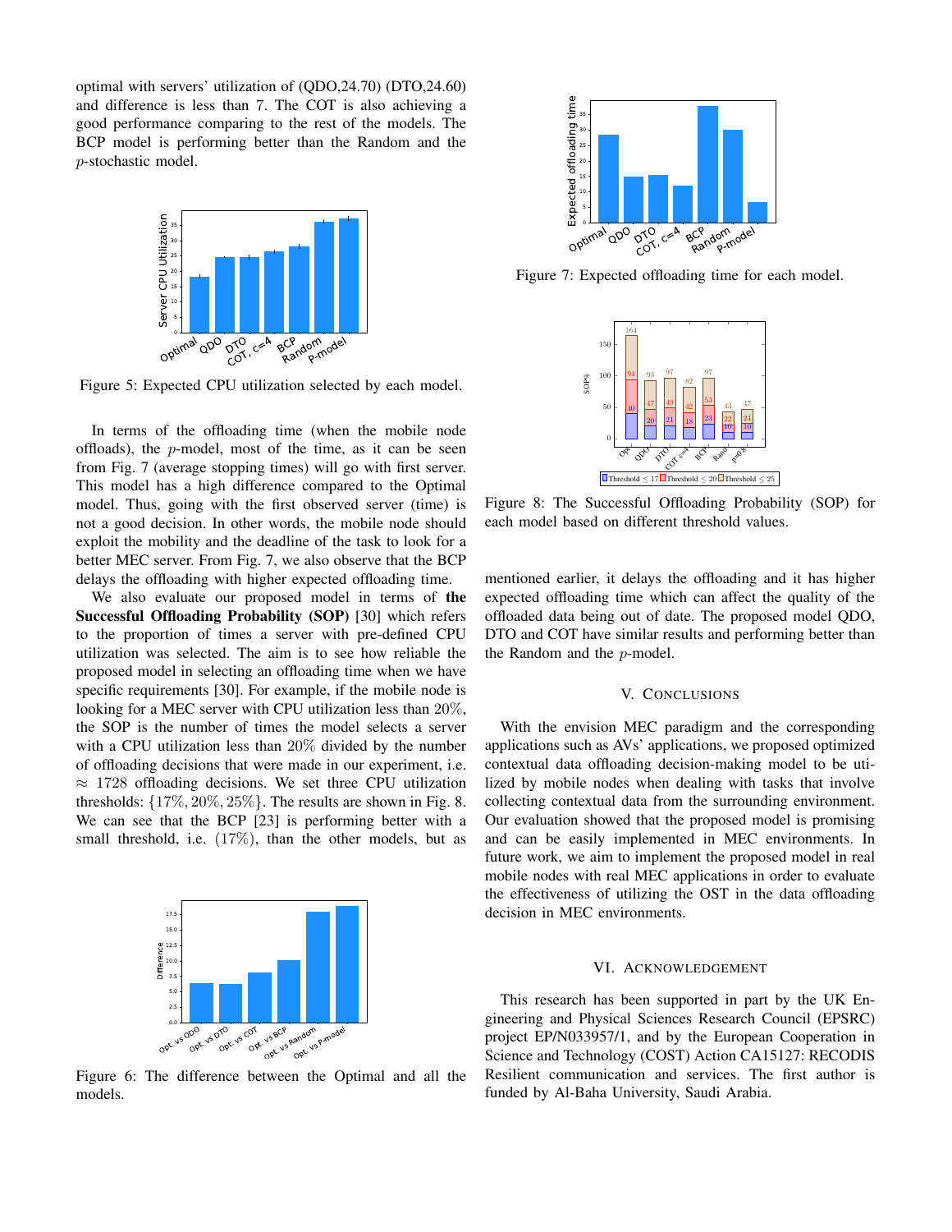optimal with servers' utilization of (QDO,24.70) (DTO,24.60) and difference is less than 7. The COT is also achieving a good performance comparing to the rest of the models. The BCP model is performing better than the Random and the $p$-stochastic model.

Figure 5: Expected CPU utilization selected by each model.

In terms of the offloading time (when the mobile node offloads), the $p$-model, most of the time, as it can be seen from Fig. 7 (average stopping times) will go with first server. This model has a high difference compared to the Optimal model. Thus, going with the first observed server (time) is not a good decision. In other words, the mobile node should exploit the mobility and the deadline of the task to look for a better MEC server. From Fig. 7, we also observe that the BCP delays the offloading with higher expected offloading time.

We also evaluate our proposed model in terms of **the Successful Offloading Probability (SOP)** [30] which refers to the proportion of times a server with pre-defined CPU utilization was selected. The aim is to see how reliable the proposed model in selecting an offloading time when we have specific requirements [30]. For example, if the mobile node is looking for a MEC server with CPU utilization less than 20%, the SOP is the number of times the model selects a server with a CPU utilization less than 20% divided by the number of offloading decisions that were made in our experiment, i.e. $\approx$ 1728 offloading decisions. We set three CPU utilization thresholds: $\{17\%, 20\%, 25\%\}$. The results are shown in Fig. 8. We can see that the BCP [23] is performing better with a small threshold, i.e. (17%), than the other models, but as mentioned earlier, it delays the offloading and it has higher expected offloading time which can affect the quality of the offloaded data being out of date. The proposed model QDO, DTO and COT have similar results and performing better than the Random and the $p$-model.

Figure 6: The difference between the Optimal and all the models.

Figure 7: Expected offloading time for each model.

Figure 8: The Successful Offloading Probability (SOP) for each model based on different threshold values.

## V. Conclusions

With the envision MEC paradigm and the corresponding applications such as AVs' applications, we proposed optimized contextual data offloading decision-making model to be utilized by mobile nodes when dealing with tasks that involve collecting contextual data from the surrounding environment. Our evaluation showed that the proposed model is promising and can be easily implemented in MEC environments. In future work, we aim to implement the proposed model in real mobile nodes with real MEC applications in order to evaluate the effectiveness of utilizing the OST in the data offloading decision in MEC environments.

## VI. Acknowledgement

This research has been supported in part by the UK Engineering and Physical Sciences Research Council (EPSRC) project EP/N033957/1, and by the European Cooperation in Science and Technology (COST) Action CA15127: RECODIS Resilient communication and services. The first author is funded by Al-Baha University, Saudi Arabia.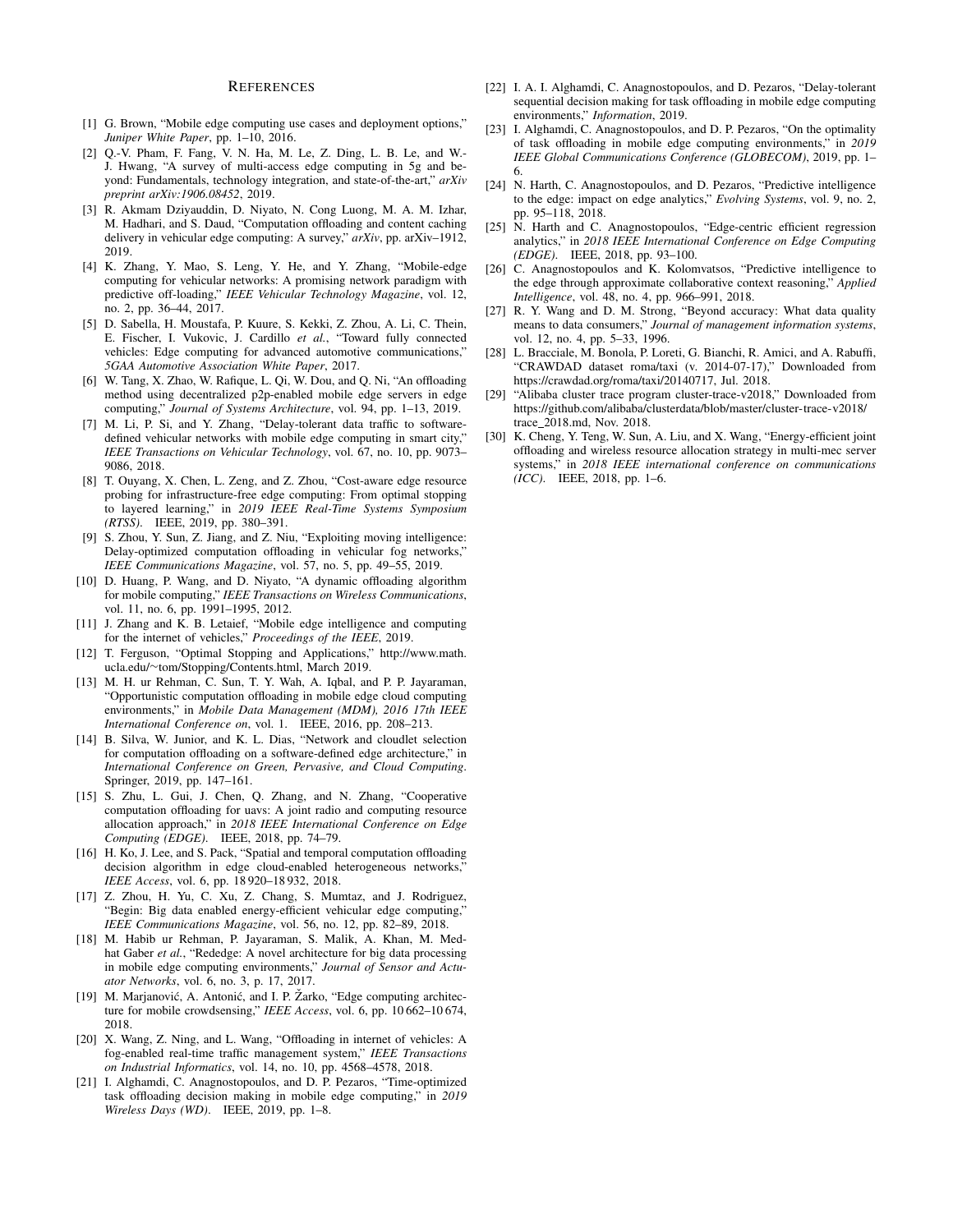# References

[1] G. Brown, "Mobile edge computing use cases and deployment options," *Juniper White Paper*, pp. 1–10, 2016.

[2] Q.-V. Pham, F. Fang, V. N. Ha, M. Le, Z. Ding, L. B. Le, and W.-J. Hwang, "A survey of multi-access edge computing in 5g and beyond: Fundamentals, technology integration, and state-of-the-art," *arXiv preprint arXiv:1906.08452*, 2019.

[3] R. Akmam Dziyauddin, D. Niyato, N. Cong Luong, M. A. M. Izhar, M. Hadhari, and S. Daud, "Computation offloading and content caching delivery in vehicular edge computing: A survey," *arXiv*, pp. arXiv–1912, 2019.

[4] K. Zhang, Y. Mao, S. Leng, Y. He, and Y. Zhang, "Mobile-edge computing for vehicular networks: A promising network paradigm with predictive off-loading," *IEEE Vehicular Technology Magazine*, vol. 12, no. 2, pp. 36–44, 2017.

[5] D. Sabella, H. Moustafa, P. Kuure, S. Kekki, Z. Zhou, A. Li, C. Thein, E. Fischer, I. Vukovic, J. Cardillo *et al.*, "Toward fully connected vehicles: Edge computing for advanced automotive communications," *5GAA Automotive Association White Paper*, 2017.

[6] W. Tang, X. Zhao, W. Rafique, L. Qi, W. Dou, and Q. Ni, "An offloading method using decentralized p2p-enabled mobile edge servers in edge computing," *Journal of Systems Architecture*, vol. 94, pp. 1–13, 2019.

[7] M. Li, P. Si, and Y. Zhang, "Delay-tolerant data traffic to software-defined vehicular networks with mobile edge computing in smart city," *IEEE Transactions on Vehicular Technology*, vol. 67, no. 10, pp. 9073–9086, 2018.

[8] T. Ouyang, X. Chen, L. Zeng, and Z. Zhou, "Cost-aware edge resource probing for infrastructure-free edge computing: From optimal stopping to layered learning," in *2019 IEEE Real-Time Systems Symposium (RTSS)*. IEEE, 2019, pp. 380–391.

[9] S. Zhou, Y. Sun, Z. Jiang, and Z. Niu, "Exploiting moving intelligence: Delay-optimized computation offloading in vehicular fog networks," *IEEE Communications Magazine*, vol. 57, no. 5, pp. 49–55, 2019.

[10] D. Huang, P. Wang, and D. Niyato, "A dynamic offloading algorithm for mobile computing," *IEEE Transactions on Wireless Communications*, vol. 11, no. 6, pp. 1991–1995, 2012.

[11] J. Zhang and K. B. Letaief, "Mobile edge intelligence and computing for the internet of vehicles," *Proceedings of the IEEE*, 2019.

[12] T. Ferguson, "Optimal Stopping and Applications," http://www.math.ucla.edu/~tom/Stopping/Contents.html, March 2019.

[13] M. H. ur Rehman, C. Sun, T. Y. Wah, A. Iqbal, and P. P. Jayaraman, "Opportunistic computation offloading in mobile edge cloud computing environments," in *Mobile Data Management (MDM), 2016 17th IEEE International Conference on*, vol. 1. IEEE, 2016, pp. 208–213.

[14] B. Silva, W. Junior, and K. L. Dias, "Network and cloudlet selection for computation offloading on a software-defined edge architecture," in *International Conference on Green, Pervasive, and Cloud Computing*. Springer, 2019, pp. 147–161.

[15] S. Zhu, L. Gui, J. Chen, Q. Zhang, and N. Zhang, "Cooperative computation offloading for uavs: A joint radio and computing resource allocation approach," in *2018 IEEE International Conference on Edge Computing (EDGE)*. IEEE, 2018, pp. 74–79.

[16] H. Ko, J. Lee, and S. Pack, "Spatial and temporal computation offloading decision algorithm in edge cloud-enabled heterogeneous networks," *IEEE Access*, vol. 6, pp. 18 920–18 932, 2018.

[17] Z. Zhou, H. Yu, C. Xu, Z. Chang, S. Mumtaz, and J. Rodriguez, "Begin: Big data enabled energy-efficient vehicular edge computing," *IEEE Communications Magazine*, vol. 56, no. 12, pp. 82–89, 2018.

[18] M. Habib ur Rehman, P. Jayaraman, S. Malik, A. Khan, M. Medhat Gaber *et al.*, "Rededge: A novel architecture for big data processing in mobile edge computing environments," *Journal of Sensor and Actuator Networks*, vol. 6, no. 3, p. 17, 2017.

[19] M. Marjanović, A. Antonić, and I. P. Žarko, "Edge computing architecture for mobile crowdsensing," *IEEE Access*, vol. 6, pp. 10 662–10 674, 2018.

[20] X. Wang, Z. Ning, and L. Wang, "Offloading in internet of vehicles: A fog-enabled real-time traffic management system," *IEEE Transactions on Industrial Informatics*, vol. 14, no. 10, pp. 4568–4578, 2018.

[21] I. Alghamdi, C. Anagnostopoulos, and D. P. Pezaros, "Time-optimized task offloading decision making in mobile edge computing," in *2019 Wireless Days (WD)*. IEEE, 2019, pp. 1–8.

[22] I. A. I. Alghamdi, C. Anagnostopoulos, and D. Pezaros, "Delay-tolerant sequential decision making for task offloading in mobile edge computing environments," *Information*, 2019.

[23] I. Alghamdi, C. Anagnostopoulos, and D. P. Pezaros, "On the optimality of task offloading in mobile edge computing environments," in *2019 IEEE Global Communications Conference (GLOBECOM)*, 2019, pp. 1–6.

[24] N. Harth, C. Anagnostopoulos, and D. Pezaros, "Predictive intelligence to the edge: impact on edge analytics," *Evolving Systems*, vol. 9, no. 2, pp. 95–118, 2018.

[25] N. Harth and C. Anagnostopoulos, "Edge-centric efficient regression analytics," in *2018 IEEE International Conference on Edge Computing (EDGE)*. IEEE, 2018, pp. 93–100.

[26] C. Anagnostopoulos and K. Kolomvatsos, "Predictive intelligence to the edge through approximate collaborative context reasoning," *Applied Intelligence*, vol. 48, no. 4, pp. 966–991, 2018.

[27] R. Y. Wang and D. M. Strong, "Beyond accuracy: What data quality means to data consumers," *Journal of management information systems*, vol. 12, no. 4, pp. 5–33, 1996.

[28] L. Bracciale, M. Bonola, P. Loreti, G. Bianchi, R. Amici, and A. Rabuffi, "CRAWDAD dataset roma/taxi (v. 2014-07-17)," Downloaded from https://crawdad.org/roma/taxi/20140717, Jul. 2018.

[29] "Alibaba cluster trace program cluster-trace-v2018," Downloaded from https://github.com/alibaba/clusterdata/blob/master/cluster-trace-v2018/trace_2018.md, Nov. 2018.

[30] K. Cheng, Y. Teng, W. Sun, A. Liu, and X. Wang, "Energy-efficient joint offloading and wireless resource allocation strategy in multi-mec server systems," in *2018 IEEE international conference on communications (ICC)*. IEEE, 2018, pp. 1–6.